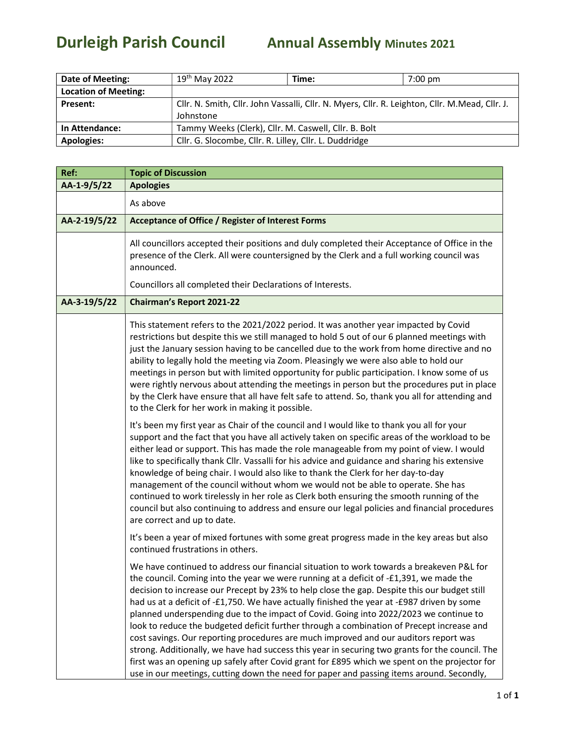# Durleigh Parish Council    Annual Assembly Minutes 2021

| Date of Meeting: | 19th May 2022 | Time: | 7:00 pm |
|---|---|---|---|
| Location of Meeting: | | | |
| Present: | Cllr. N. Smith, Cllr. John Vassalli, Cllr. N. Myers, Cllr. R. Leighton, Cllr. M.Mead, Cllr. J. Johnstone | | |
| In Attendance: | Tammy Weeks (Clerk), Cllr. M. Caswell, Cllr. B. Bolt | | |
| Apologies: | Cllr. G. Slocombe, Cllr. R. Lilley, Cllr. L. Duddridge | | |

| Ref: | Topic of Discussion |
|---|---|
| AA-1-9/5/22 | **Apologies** |
| | As above |
| AA-2-19/5/22 | **Acceptance of Office / Register of Interest Forms** |
| | All councillors accepted their positions and duly completed their Acceptance of Office in the presence of the Clerk. All were countersigned by the Clerk and a full working council was announced.<br><br>Councillors all completed their Declarations of Interests. |
| AA-3-19/5/22 | **Chairman's Report 2021-22** |
| | This statement refers to the 2021/2022 period. It was another year impacted by Covid restrictions but despite this we still managed to hold 5 out of our 6 planned meetings with just the January session having to be cancelled due to the work from home directive and no ability to legally hold the meeting via Zoom. Pleasingly we were also able to hold our meetings in person but with limited opportunity for public participation. I know some of us were rightly nervous about attending the meetings in person but the procedures put in place by the Clerk have ensure that all have felt safe to attend. So, thank you all for attending and to the Clerk for her work in making it possible.<br><br>It's been my first year as Chair of the council and I would like to thank you all for your support and the fact that you have all actively taken on specific areas of the workload to be either lead or support. This has made the role manageable from my point of view. I would like to specifically thank Cllr. Vassalli for his advice and guidance and sharing his extensive knowledge of being chair. I would also like to thank the Clerk for her day-to-day management of the council without whom we would not be able to operate. She has continued to work tirelessly in her role as Clerk both ensuring the smooth running of the council but also continuing to address and ensure our legal policies and financial procedures are correct and up to date.<br><br>It's been a year of mixed fortunes with some great progress made in the key areas but also continued frustrations in others.<br><br>We have continued to address our financial situation to work towards a breakeven P&L for the council. Coming into the year we were running at a deficit of -£1,391, we made the decision to increase our Precept by 23% to help close the gap. Despite this our budget still had us at a deficit of -£1,750. We have actually finished the year at -£987 driven by some planned underspending due to the impact of Covid. Going into 2022/2023 we continue to look to reduce the budgeted deficit further through a combination of Precept increase and cost savings. Our reporting procedures are much improved and our auditors report was strong. Additionally, we have had success this year in securing two grants for the council. The first was an opening up safely after Covid grant for £895 which we spent on the projector for use in our meetings, cutting down the need for paper and passing items around. Secondly, |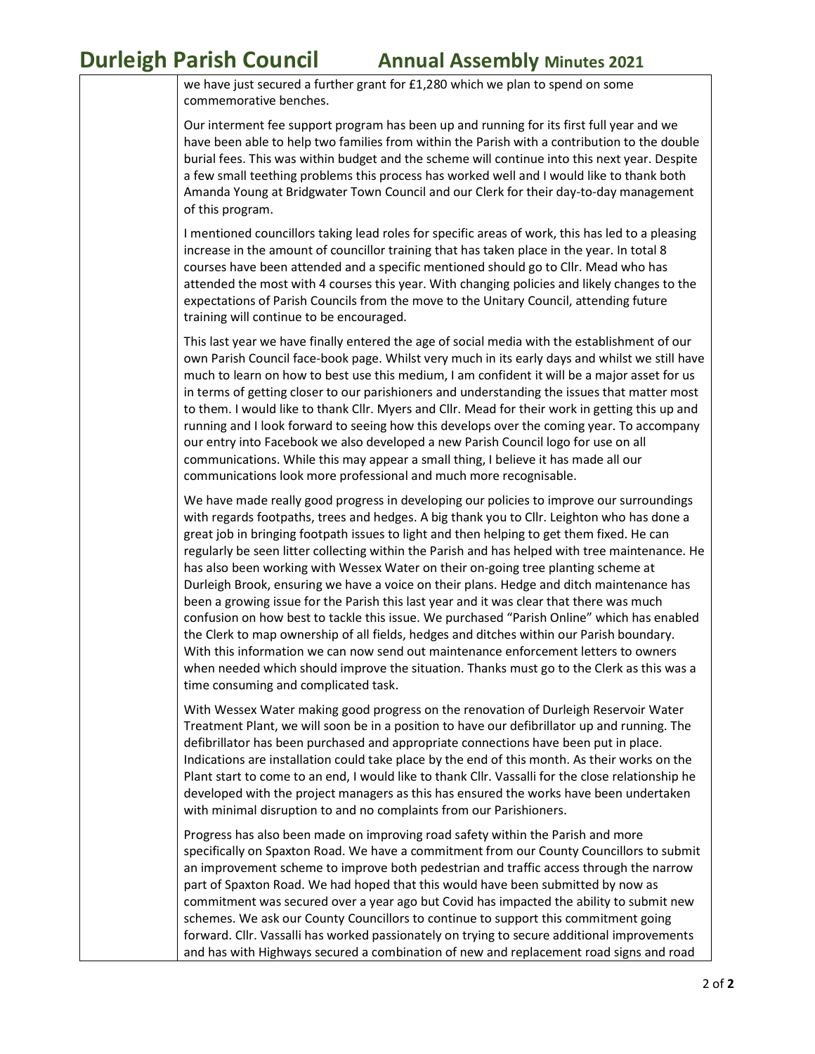we have just secured a further grant for £1,280 which we plan to spend on some commemorative benches.

Our interment fee support program has been up and running for its first full year and we have been able to help two families from within the Parish with a contribution to the double burial fees. This was within budget and the scheme will continue into this next year. Despite a few small teething problems this process has worked well and I would like to thank both Amanda Young at Bridgwater Town Council and our Clerk for their day-to-day management of this program.

I mentioned councillors taking lead roles for specific areas of work, this has led to a pleasing increase in the amount of councillor training that has taken place in the year. In total 8 courses have been attended and a specific mentioned should go to Cllr. Mead who has attended the most with 4 courses this year. With changing policies and likely changes to the expectations of Parish Councils from the move to the Unitary Council, attending future training will continue to be encouraged.

This last year we have finally entered the age of social media with the establishment of our own Parish Council face-book page. Whilst very much in its early days and whilst we still have much to learn on how to best use this medium, I am confident it will be a major asset for us in terms of getting closer to our parishioners and understanding the issues that matter most to them. I would like to thank Cllr. Myers and Cllr. Mead for their work in getting this up and running and I look forward to seeing how this develops over the coming year. To accompany our entry into Facebook we also developed a new Parish Council logo for use on all communications. While this may appear a small thing, I believe it has made all our communications look more professional and much more recognisable.

We have made really good progress in developing our policies to improve our surroundings with regards footpaths, trees and hedges. A big thank you to Cllr. Leighton who has done a great job in bringing footpath issues to light and then helping to get them fixed. He can regularly be seen litter collecting within the Parish and has helped with tree maintenance. He has also been working with Wessex Water on their on-going tree planting scheme at Durleigh Brook, ensuring we have a voice on their plans. Hedge and ditch maintenance has been a growing issue for the Parish this last year and it was clear that there was much confusion on how best to tackle this issue. We purchased "Parish Online" which has enabled the Clerk to map ownership of all fields, hedges and ditches within our Parish boundary. With this information we can now send out maintenance enforcement letters to owners when needed which should improve the situation. Thanks must go to the Clerk as this was a time consuming and complicated task.

With Wessex Water making good progress on the renovation of Durleigh Reservoir Water Treatment Plant, we will soon be in a position to have our defibrillator up and running. The defibrillator has been purchased and appropriate connections have been put in place. Indications are installation could take place by the end of this month. As their works on the Plant start to come to an end, I would like to thank Cllr. Vassalli for the close relationship he developed with the project managers as this has ensured the works have been undertaken with minimal disruption to and no complaints from our Parishioners.

Progress has also been made on improving road safety within the Parish and more specifically on Spaxton Road. We have a commitment from our County Councillors to submit an improvement scheme to improve both pedestrian and traffic access through the narrow part of Spaxton Road. We had hoped that this would have been submitted by now as commitment was secured over a year ago but Covid has impacted the ability to submit new schemes. We ask our County Councillors to continue to support this commitment going forward. Cllr. Vassalli has worked passionately on trying to secure additional improvements and has with Highways secured a combination of new and replacement road signs and road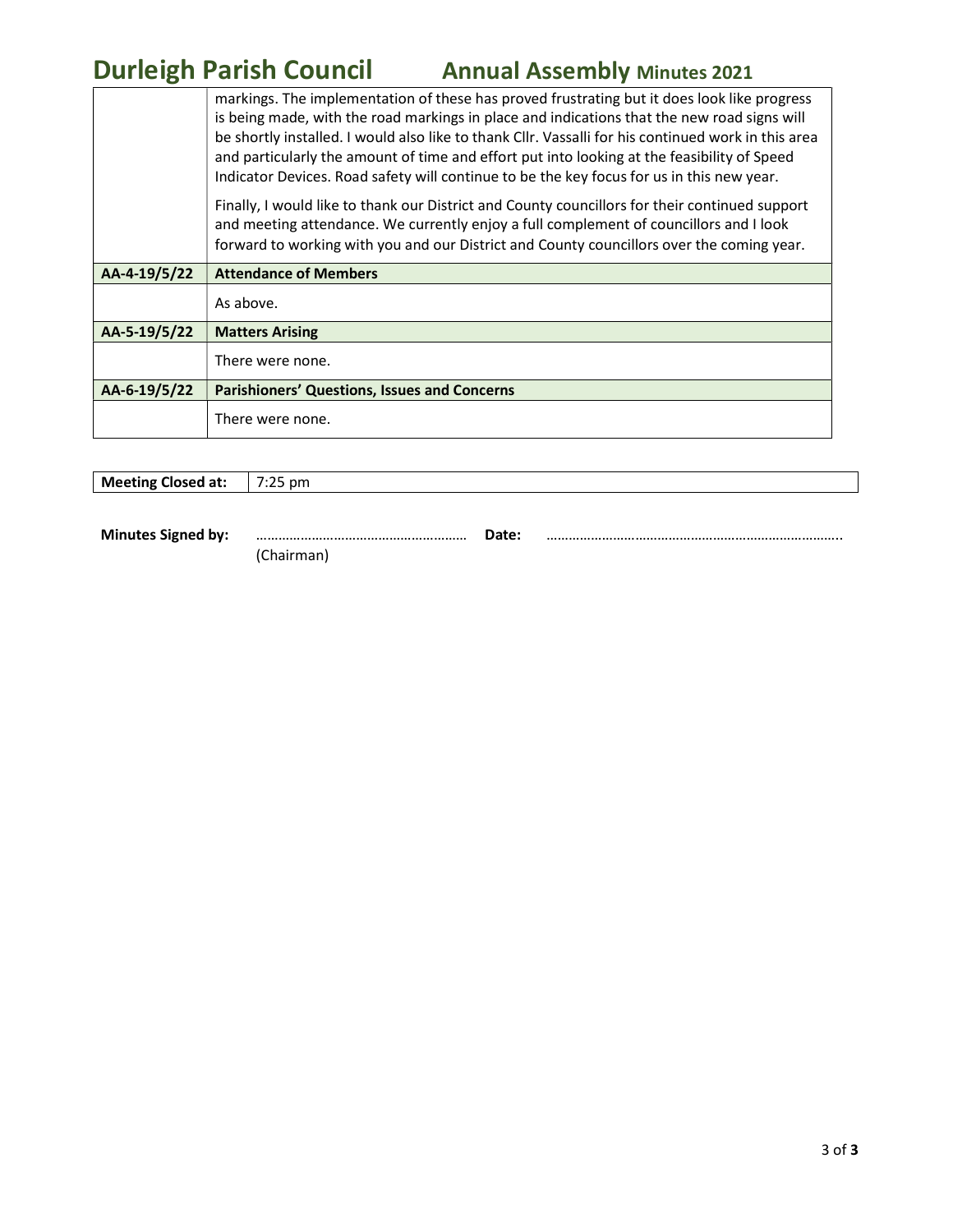| | |
|---|---|
| | markings. The implementation of these has proved frustrating but it does look like progress is being made, with the road markings in place and indications that the new road signs will be shortly installed. I would also like to thank Cllr. Vassalli for his continued work in this area and particularly the amount of time and effort put into looking at the feasibility of Speed Indicator Devices. Road safety will continue to be the key focus for us in this new year.<br><br>Finally, I would like to thank our District and County councillors for their continued support and meeting attendance. We currently enjoy a full complement of councillors and I look forward to working with you and our District and County councillors over the coming year. |
| **AA-4-19/5/22** | **Attendance of Members** |
| | As above. |
| **AA-5-19/5/22** | **Matters Arising** |
| | There were none. |
| **AA-6-19/5/22** | **Parishioners' Questions, Issues and Concerns** |
| | There were none. |

| | |
|---|---|
| **Meeting Closed at:** | 7:25 pm |

**Minutes Signed by:** ………………………………………………… (Chairman) **Date:** ……………………………………………………………………..